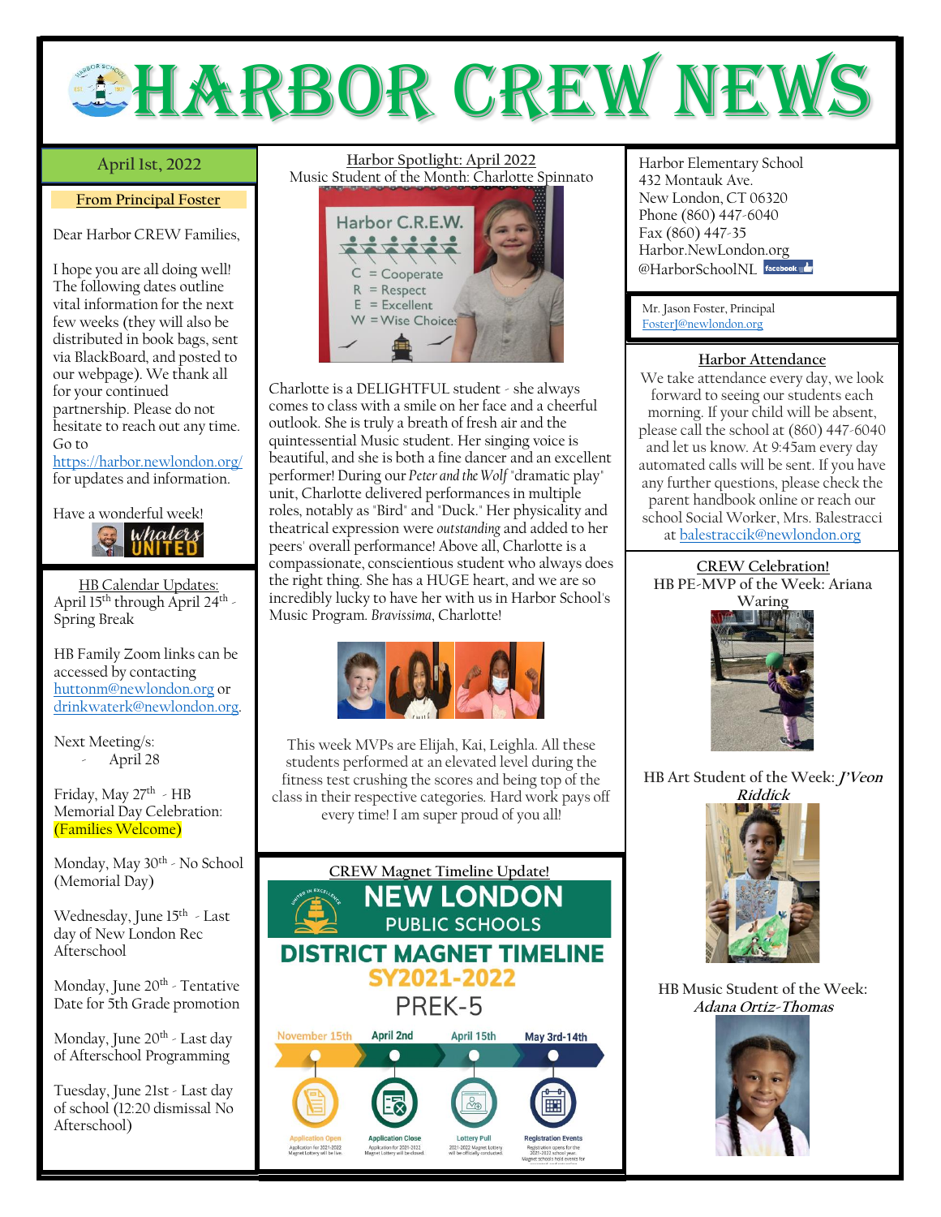# HARBOR CREW NEWS

April 1st, 2022

**From Principal Foster**

Dear Harbor CREW Families,

I hope you are all doing well! The following dates outline vital information for the next few weeks (they will also be distributed in book bags, sent via BlackBoard, and posted to our webpage). We thank all for your continued partnership. Please do not hesitate to reach out any time. Go to https://harbor.newlondon.org/ for updates and information.

Have a wonderful week!

**HB Calendar Updates:**

April 15th through April 24th - Spring Break

HB Family Zoom links can be accessed by contacting huttonm@newlondon.org or drinkwaterk@newlondon.org.

Next Meeting/s:
- April 28

Friday, May 27th - HB Memorial Day Celebration: (Families Welcome)

Monday, May 30th - No School (Memorial Day)

Wednesday, June 15th - Last day of New London Rec Afterschool

Monday, June 20th - Tentative Date for 5th Grade promotion

Monday, June 20th - Last day of Afterschool Programming

Tuesday, June 21st - Last day of school (12:20 dismissal No Afterschool)

**Harbor Spotlight: April 2022**

Music Student of the Month: Charlotte Spinnato

Charlotte is a DELIGHTFUL student - she always comes to class with a smile on her face and a cheerful outlook. She is truly a breath of fresh air and the quintessential Music student. Her singing voice is beautiful, and she is both a fine dancer and an excellent performer! During our *Peter and the Wolf* "dramatic play" unit, Charlotte delivered performances in multiple roles, notably as "Bird" and "Duck." Her physicality and theatrical expression were *outstanding* and added to her peers' overall performance! Above all, Charlotte is a compassionate, conscientious student who always does the right thing. She has a HUGE heart, and we are so incredibly lucky to have her with us in Harbor School's Music Program. *Bravissima*, Charlotte!

This week MVPs are Elijah, Kai, Leighla. All these students performed at an elevated level during the fitness test crushing the scores and being top of the class in their respective categories. Hard work pays off every time! I am super proud of you all!

**CREW Magnet Timeline Update!**

NEW LONDON PUBLIC SCHOOLS

DISTRICT MAGNET TIMELINE

SY2021-2022

PREK-5

November 15th - Application Open
April 2nd - Application Close
April 15th - Lottery Pull
May 3rd-14th - Registration Events

Harbor Elementary School
432 Montauk Ave.
New London, CT 06320
Phone (860) 447-6040
Fax (860) 447-35
Harbor.NewLondon.org
@HarborSchoolNL

Mr. Jason Foster, Principal
FosterJ@newlondon.org

**Harbor Attendance**

We take attendance every day, we look forward to seeing our students each morning. If your child will be absent, please call the school at (860) 447-6040 and let us know. At 9:45am every day automated calls will be sent. If you have any further questions, please check the parent handbook online or reach our school Social Worker, Mrs. Balestracci at balestraccik@newlondon.org

**CREW Celebration!**

HB PE-MVP of the Week: Ariana Waring

HB Art Student of the Week: ***J'Veon Riddick***

HB Music Student of the Week: ***Adana Ortiz-Thomas***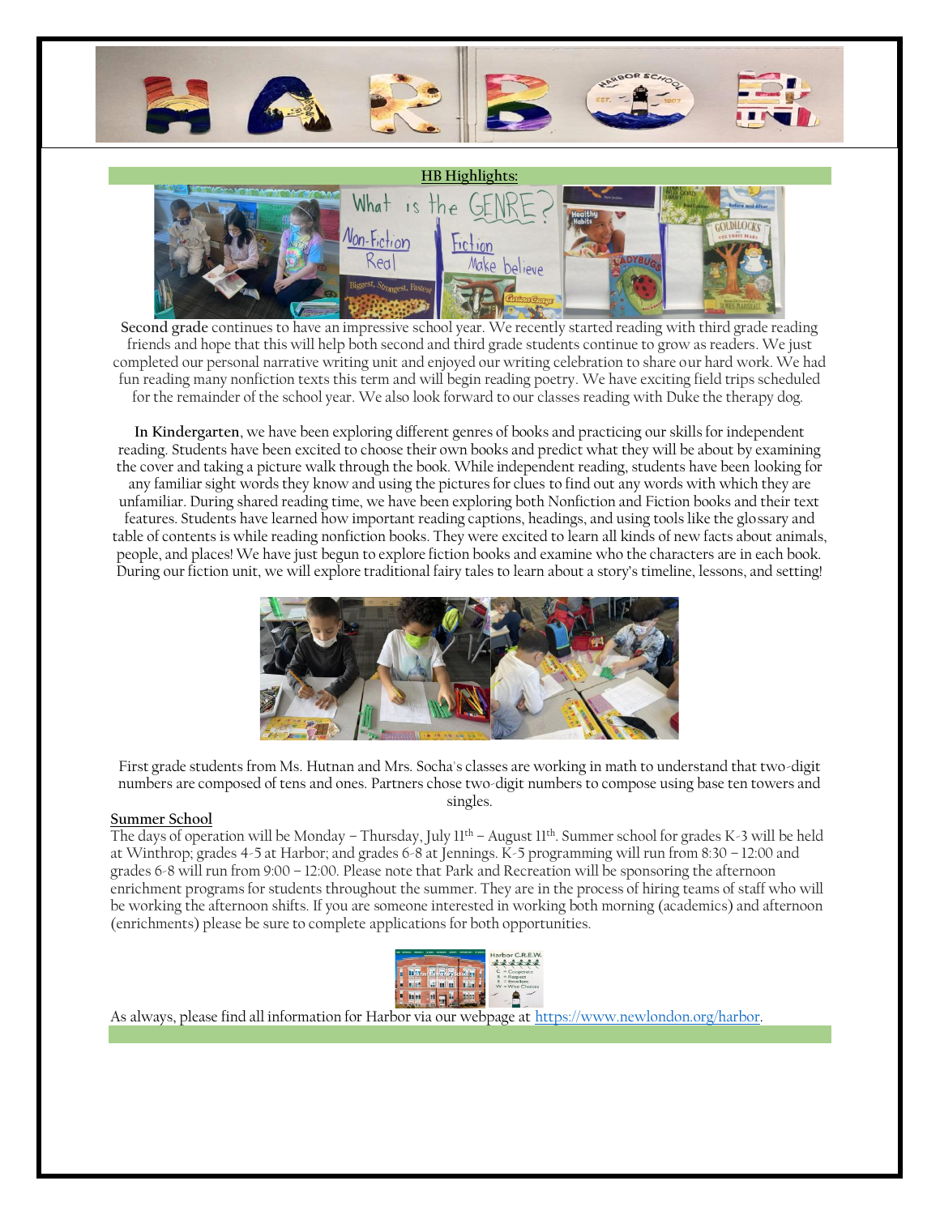**HB Highlights:**

**Second grade** continues to have an impressive school year. We recently started reading with third grade reading friends and hope that this will help both second and third grade students continue to grow as readers. We just completed our personal narrative writing unit and enjoyed our writing celebration to share our hard work. We had fun reading many nonfiction texts this term and will begin reading poetry. We have exciting field trips scheduled for the remainder of the school year. We also look forward to our classes reading with Duke the therapy dog.

**In Kindergarten**, we have been exploring different genres of books and practicing our skills for independent reading. Students have been excited to choose their own books and predict what they will be about by examining the cover and taking a picture walk through the book. While independent reading, students have been looking for any familiar sight words they know and using the pictures for clues to find out any words with which they are unfamiliar. During shared reading time, we have been exploring both Nonfiction and Fiction books and their text features. Students have learned how important reading captions, headings, and using tools like the glossary and table of contents is while reading nonfiction books. They were excited to learn all kinds of new facts about animals, people, and places! We have just begun to explore fiction books and examine who the characters are in each book. During our fiction unit, we will explore traditional fairy tales to learn about a story's timeline, lessons, and setting!

First grade students from Ms. Hutnan and Mrs. Socha's classes are working in math to understand that two-digit numbers are composed of tens and ones. Partners chose two-digit numbers to compose using base ten towers and singles.

**Summer School**

The days of operation will be Monday – Thursday, July 11th – August 11th. Summer school for grades K-3 will be held at Winthrop; grades 4-5 at Harbor; and grades 6-8 at Jennings. K-5 programming will run from 8:30 – 12:00 and grades 6-8 will run from 9:00 – 12:00. Please note that Park and Recreation will be sponsoring the afternoon enrichment programs for students throughout the summer. They are in the process of hiring teams of staff who will be working the afternoon shifts. If you are someone interested in working both morning (academics) and afternoon (enrichments) please be sure to complete applications for both opportunities.

As always, please find all information for Harbor via our webpage at https://www.newlondon.org/harbor.